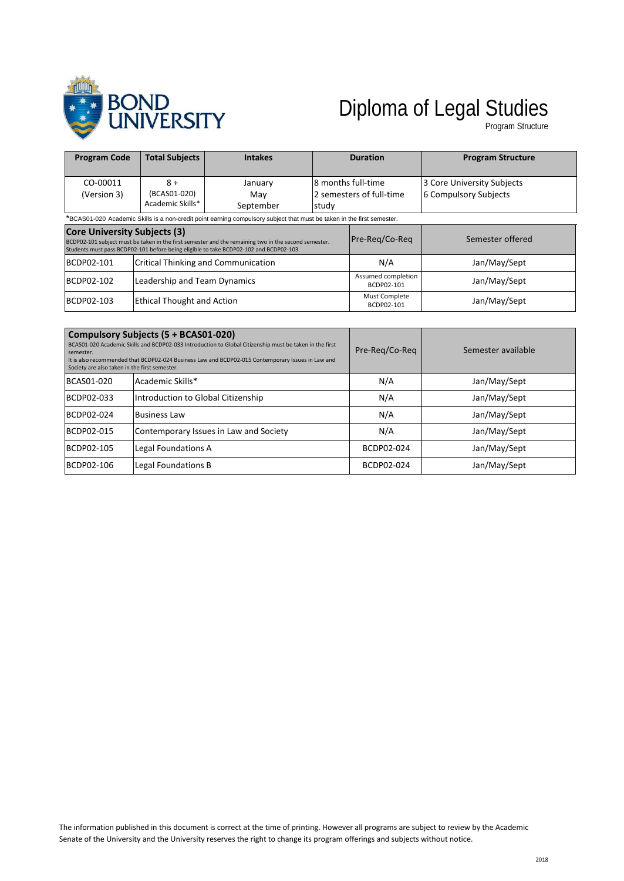BOND UNIVERSITY

# Diploma of Legal Studies

Program Structure

| Program Code | Total Subjects | Intakes | Duration | Program Structure |
|---|---|---|---|---|
| CO-00011 (Version 3) | 8 + (BCAS01-020) Academic Skills* | January May September | 8 months full-time 2 semesters of full-time study | 3 Core University Subjects 6 Compulsory Subjects |

*BCAS01-020 Academic Skills is a non-credit point earning compulsory subject that must be taken in the first semester.

| **Core University Subjects (3)** BCDP02-101 subject must be taken in the first semester and the remaining two in the second semester. Students must pass BCDP02-101 before being eligible to take BCDP02-102 and BCDP02-103. | | Pre-Req/Co-Req | Semester offered |
|---|---|---|---|
| BCDP02-101 | Critical Thinking and Communication | N/A | Jan/May/Sept |
| BCDP02-102 | Leadership and Team Dynamics | Assumed completion BCDP02-101 | Jan/May/Sept |
| BCDP02-103 | Ethical Thought and Action | Must Complete BCDP02-101 | Jan/May/Sept |

| **Compulsory Subjects (5 + BCAS01-020)** BCAS01-020 Academic Skills and BCDP02-033 Introduction to Global Citizenship must be taken in the first semester. It is also recommended that BCDP02-024 Business Law and BCDP02-015 Contemporary Issues in Law and Society are also taken in the first semester. | | Pre-Req/Co-Req | Semester available |
|---|---|---|---|
| BCAS01-020 | Academic Skills* | N/A | Jan/May/Sept |
| BCDP02-033 | Introduction to Global Citizenship | N/A | Jan/May/Sept |
| BCDP02-024 | Business Law | N/A | Jan/May/Sept |
| BCDP02-015 | Contemporary Issues in Law and Society | N/A | Jan/May/Sept |
| BCDP02-105 | Legal Foundations A | BCDP02-024 | Jan/May/Sept |
| BCDP02-106 | Legal Foundations B | BCDP02-024 | Jan/May/Sept |

The information published in this document is correct at the time of printing. However all programs are subject to review by the Academic Senate of the University and the University reserves the right to change its program offerings and subjects without notice.

2018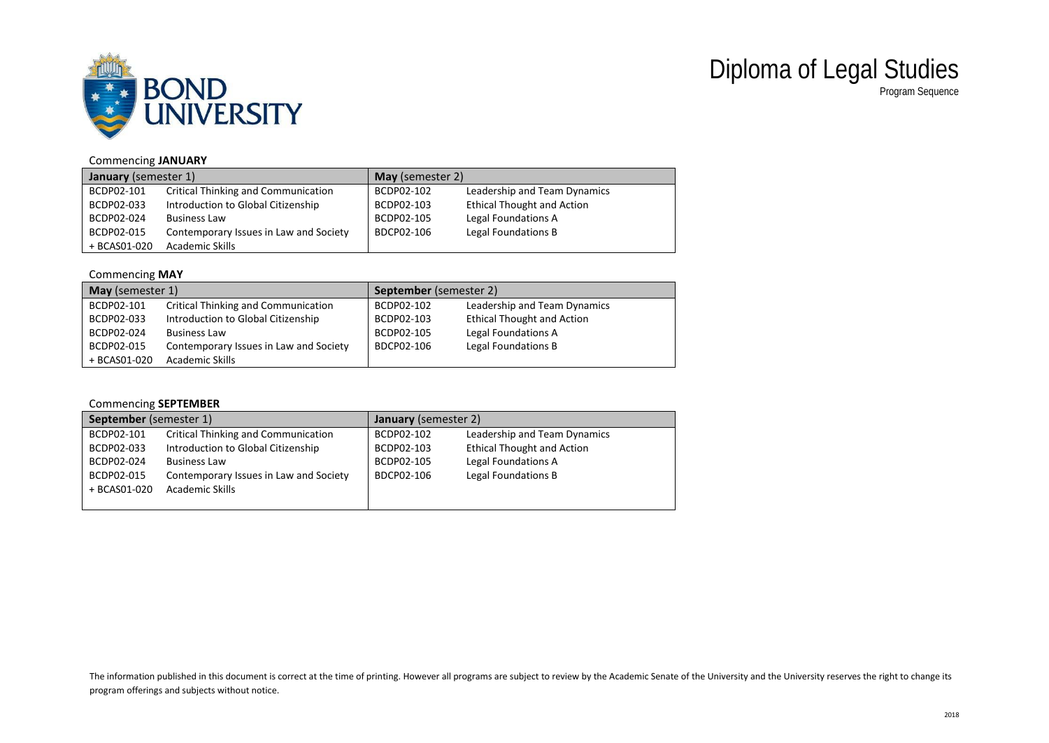# Diploma of Legal Studies

Program Sequence

Commencing **JANUARY**

| **January** (semester 1) | | **May** (semester 2) | |
|---|---|---|---|
| BCDP02-101 | Critical Thinking and Communication | BCDP02-102 | Leadership and Team Dynamics |
| BCDP02-033 | Introduction to Global Citizenship | BCDP02-103 | Ethical Thought and Action |
| BCDP02-024 | Business Law | BCDP02-105 | Legal Foundations A |
| BCDP02-015 | Contemporary Issues in Law and Society | BDCP02-106 | Legal Foundations B |
| + BCAS01-020 | Academic Skills | | |

Commencing **MAY**

| **May** (semester 1) | | **September** (semester 2) | |
|---|---|---|---|
| BCDP02-101 | Critical Thinking and Communication | BCDP02-102 | Leadership and Team Dynamics |
| BCDP02-033 | Introduction to Global Citizenship | BCDP02-103 | Ethical Thought and Action |
| BCDP02-024 | Business Law | BCDP02-105 | Legal Foundations A |
| BCDP02-015 | Contemporary Issues in Law and Society | BDCP02-106 | Legal Foundations B |
| + BCAS01-020 | Academic Skills | | |

Commencing **SEPTEMBER**

| **September** (semester 1) | | **January** (semester 2) | |
|---|---|---|---|
| BCDP02-101 | Critical Thinking and Communication | BCDP02-102 | Leadership and Team Dynamics |
| BCDP02-033 | Introduction to Global Citizenship | BCDP02-103 | Ethical Thought and Action |
| BCDP02-024 | Business Law | BCDP02-105 | Legal Foundations A |
| BCDP02-015 | Contemporary Issues in Law and Society | BDCP02-106 | Legal Foundations B |
| + BCAS01-020 | Academic Skills | | |

The information published in this document is correct at the time of printing. However all programs are subject to review by the Academic Senate of the University and the University reserves the right to change its program offerings and subjects without notice.

2018